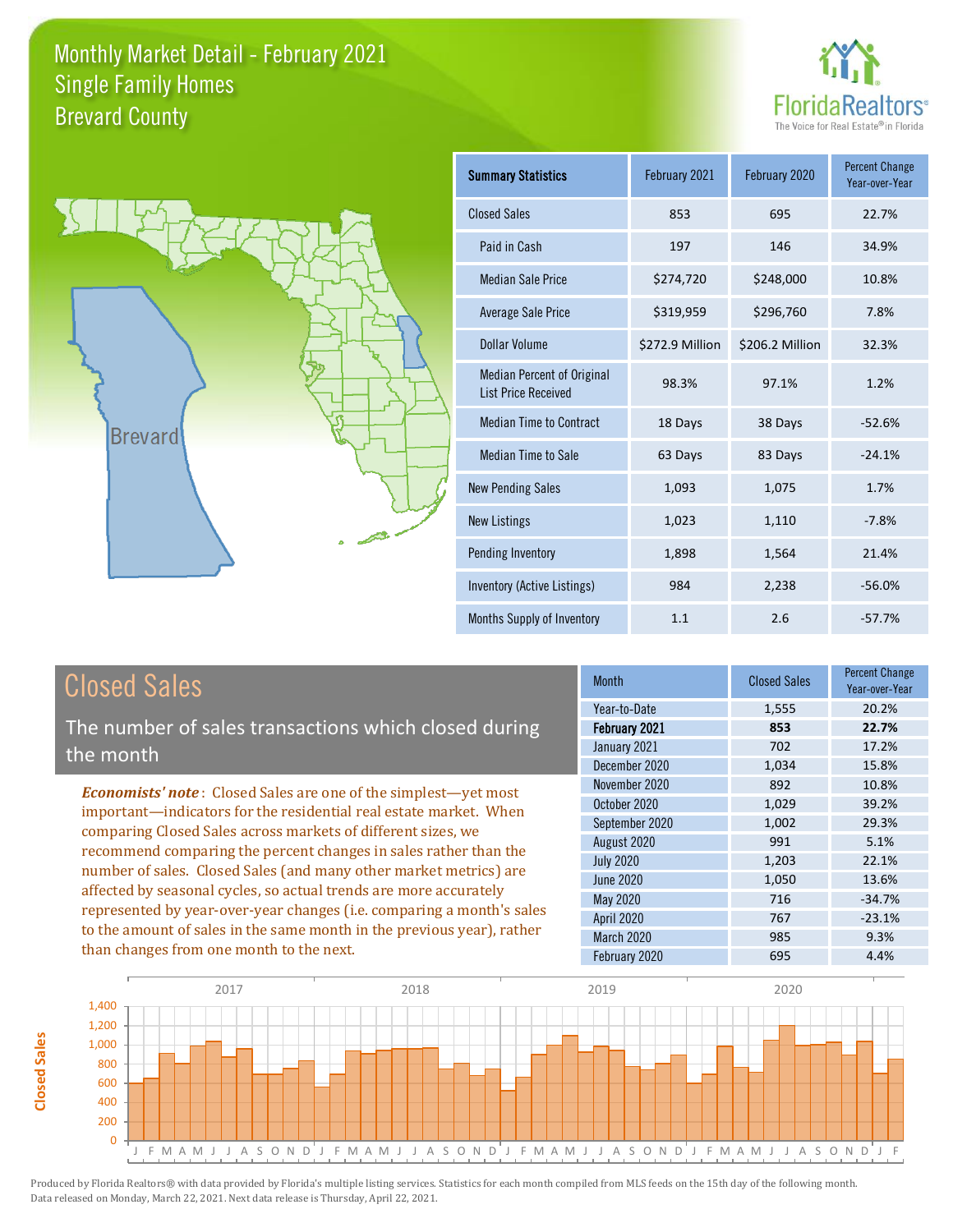# Monthly Market Detail - February 2021
## Single Family Homes
## Brevard County

FloridaRealtors® The Voice for Real Estate® in Florida

Brevard

| Summary Statistics | February 2021 | February 2020 | Percent Change Year-over-Year |
|---|---|---|---|
| Closed Sales | 853 | 695 | 22.7% |
| Paid in Cash | 197 | 146 | 34.9% |
| Median Sale Price | $274,720 | $248,000 | 10.8% |
| Average Sale Price | $319,959 | $296,760 | 7.8% |
| Dollar Volume | $272.9 Million | $206.2 Million | 32.3% |
| Median Percent of Original List Price Received | 98.3% | 97.1% | 1.2% |
| Median Time to Contract | 18 Days | 38 Days | -52.6% |
| Median Time to Sale | 63 Days | 83 Days | -24.1% |
| New Pending Sales | 1,093 | 1,075 | 1.7% |
| New Listings | 1,023 | 1,110 | -7.8% |
| Pending Inventory | 1,898 | 1,564 | 21.4% |
| Inventory (Active Listings) | 984 | 2,238 | -56.0% |
| Months Supply of Inventory | 1.1 | 2.6 | -57.7% |

## Closed Sales

The number of sales transactions which closed during the month

*Economists' note*: Closed Sales are one of the simplest—yet most important—indicators for the residential real estate market. When comparing Closed Sales across markets of different sizes, we recommend comparing the percent changes in sales rather than the number of sales. Closed Sales (and many other market metrics) are affected by seasonal cycles, so actual trends are more accurately represented by year-over-year changes (i.e. comparing a month's sales to the amount of sales in the same month in the previous year), rather than changes from one month to the next.

| Month | Closed Sales | Percent Change Year-over-Year |
|---|---|---|
| Year-to-Date | 1,555 | 20.2% |
| **February 2021** | **853** | **22.7%** |
| January 2021 | 702 | 17.2% |
| December 2020 | 1,034 | 15.8% |
| November 2020 | 892 | 10.8% |
| October 2020 | 1,029 | 39.2% |
| September 2020 | 1,002 | 29.3% |
| August 2020 | 991 | 5.1% |
| July 2020 | 1,203 | 22.1% |
| June 2020 | 1,050 | 13.6% |
| May 2020 | 716 | -34.7% |
| April 2020 | 767 | -23.1% |
| March 2020 | 985 | 9.3% |
| February 2020 | 695 | 4.4% |

Produced by Florida Realtors® with data provided by Florida's multiple listing services. Statistics for each month compiled from MLS feeds on the 15th day of the following month. Data released on Monday, March 22, 2021. Next data release is Thursday, April 22, 2021.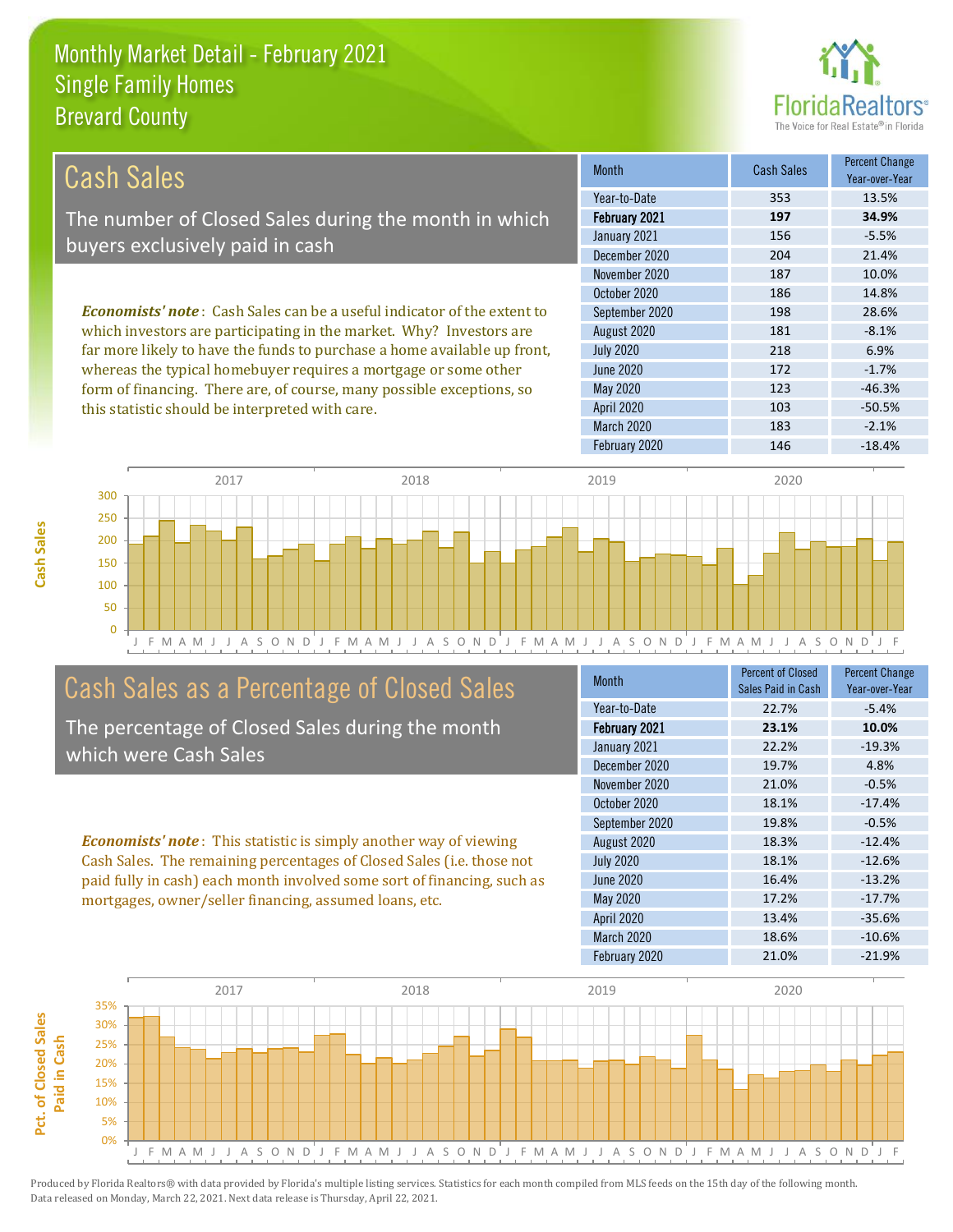# Monthly Market Detail - February 2021
## Single Family Homes
## Brevard County

## Cash Sales

The number of Closed Sales during the month in which buyers exclusively paid in cash

*Economists' note*: Cash Sales can be a useful indicator of the extent to which investors are participating in the market. Why? Investors are far more likely to have the funds to purchase a home available up front, whereas the typical homebuyer requires a mortgage or some other form of financing. There are, of course, many possible exceptions, so this statistic should be interpreted with care.

| Month | Cash Sales | Percent Change Year-over-Year |
|---|---|---|
| Year-to-Date | 353 | 13.5% |
| **February 2021** | **197** | **34.9%** |
| January 2021 | 156 | -5.5% |
| December 2020 | 204 | 21.4% |
| November 2020 | 187 | 10.0% |
| October 2020 | 186 | 14.8% |
| September 2020 | 198 | 28.6% |
| August 2020 | 181 | -8.1% |
| July 2020 | 218 | 6.9% |
| June 2020 | 172 | -1.7% |
| May 2020 | 123 | -46.3% |
| April 2020 | 103 | -50.5% |
| March 2020 | 183 | -2.1% |
| February 2020 | 146 | -18.4% |

## Cash Sales as a Percentage of Closed Sales

The percentage of Closed Sales during the month which were Cash Sales

*Economists' note*: This statistic is simply another way of viewing Cash Sales. The remaining percentages of Closed Sales (i.e. those not paid fully in cash) each month involved some sort of financing, such as mortgages, owner/seller financing, assumed loans, etc.

| Month | Percent of Closed Sales Paid in Cash | Percent Change Year-over-Year |
|---|---|---|
| Year-to-Date | 22.7% | -5.4% |
| **February 2021** | **23.1%** | **10.0%** |
| January 2021 | 22.2% | -19.3% |
| December 2020 | 19.7% | 4.8% |
| November 2020 | 21.0% | -0.5% |
| October 2020 | 18.1% | -17.4% |
| September 2020 | 19.8% | -0.5% |
| August 2020 | 18.3% | -12.4% |
| July 2020 | 18.1% | -12.6% |
| June 2020 | 16.4% | -13.2% |
| May 2020 | 17.2% | -17.7% |
| April 2020 | 13.4% | -35.6% |
| March 2020 | 18.6% | -10.6% |
| February 2020 | 21.0% | -21.9% |

Produced by Florida Realtors® with data provided by Florida's multiple listing services. Statistics for each month compiled from MLS feeds on the 15th day of the following month. Data released on Monday, March 22, 2021. Next data release is Thursday, April 22, 2021.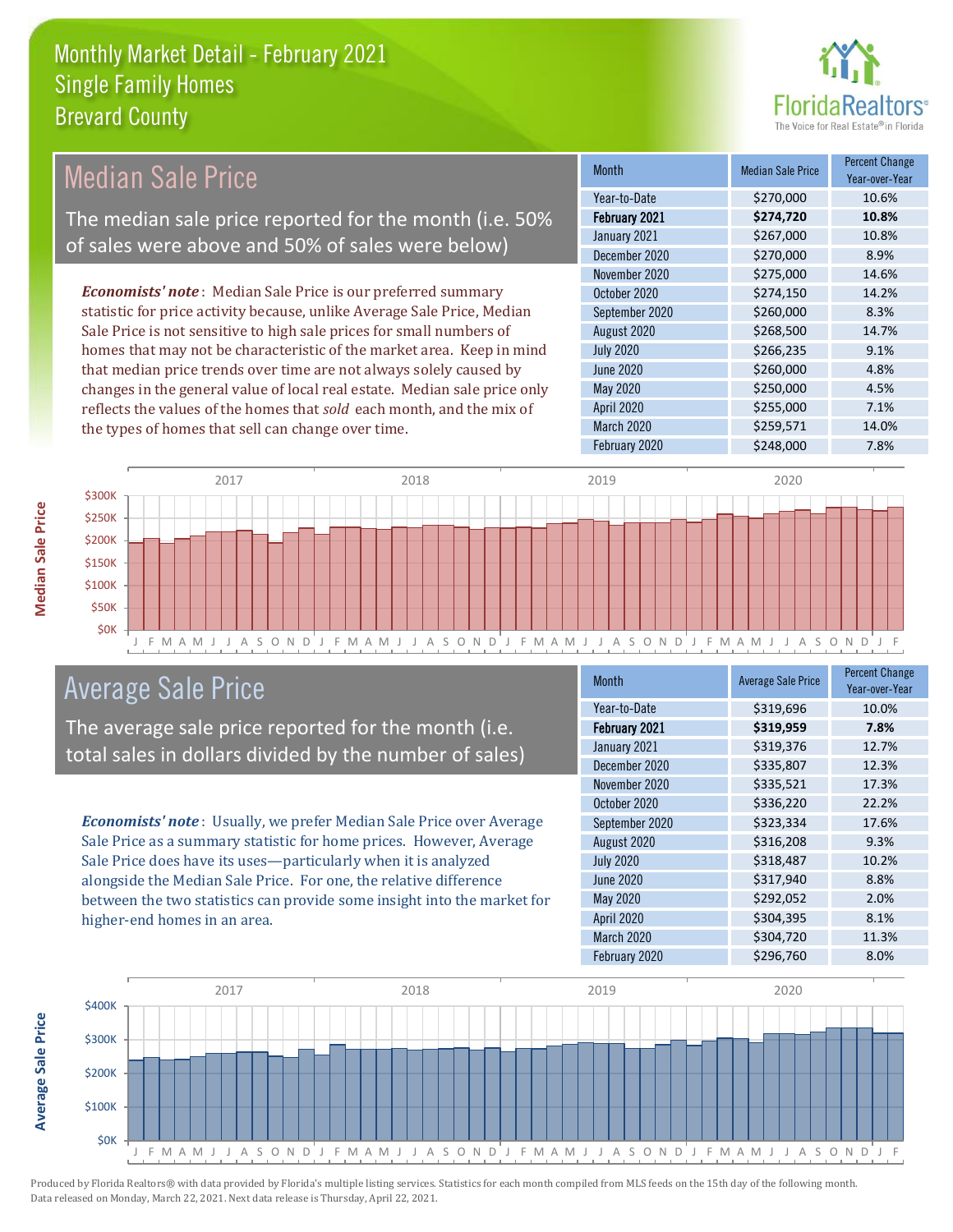# Monthly Market Detail - February 2021
## Single Family Homes
## Brevard County

## Median Sale Price

The median sale price reported for the month (i.e. 50% of sales were above and 50% of sales were below)

***Economists' note***: Median Sale Price is our preferred summary statistic for price activity because, unlike Average Sale Price, Median Sale Price is not sensitive to high sale prices for small numbers of homes that may not be characteristic of the market area. Keep in mind that median price trends over time are not always solely caused by changes in the general value of local real estate. Median sale price only reflects the values of the homes that *sold* each month, and the mix of the types of homes that sell can change over time.

| Month | Median Sale Price | Percent Change Year-over-Year |
|---|---|---|
| Year-to-Date | $270,000 | 10.6% |
| **February 2021** | **$274,720** | **10.8%** |
| January 2021 | $267,000 | 10.8% |
| December 2020 | $270,000 | 8.9% |
| November 2020 | $275,000 | 14.6% |
| October 2020 | $274,150 | 14.2% |
| September 2020 | $260,000 | 8.3% |
| August 2020 | $268,500 | 14.7% |
| July 2020 | $266,235 | 9.1% |
| June 2020 | $260,000 | 4.8% |
| May 2020 | $250,000 | 4.5% |
| April 2020 | $255,000 | 7.1% |
| March 2020 | $259,571 | 14.0% |
| February 2020 | $248,000 | 7.8% |

## Average Sale Price

The average sale price reported for the month (i.e. total sales in dollars divided by the number of sales)

***Economists' note***: Usually, we prefer Median Sale Price over Average Sale Price as a summary statistic for home prices. However, Average Sale Price does have its uses—particularly when it is analyzed alongside the Median Sale Price. For one, the relative difference between the two statistics can provide some insight into the market for higher-end homes in an area.

| Month | Average Sale Price | Percent Change Year-over-Year |
|---|---|---|
| Year-to-Date | $319,696 | 10.0% |
| **February 2021** | **$319,959** | **7.8%** |
| January 2021 | $319,376 | 12.7% |
| December 2020 | $335,807 | 12.3% |
| November 2020 | $335,521 | 17.3% |
| October 2020 | $336,220 | 22.2% |
| September 2020 | $323,334 | 17.6% |
| August 2020 | $316,208 | 9.3% |
| July 2020 | $318,487 | 10.2% |
| June 2020 | $317,940 | 8.8% |
| May 2020 | $292,052 | 2.0% |
| April 2020 | $304,395 | 8.1% |
| March 2020 | $304,720 | 11.3% |
| February 2020 | $296,760 | 8.0% |

Produced by Florida Realtors® with data provided by Florida's multiple listing services. Statistics for each month compiled from MLS feeds on the 15th day of the following month. Data released on Monday, March 22, 2021. Next data release is Thursday, April 22, 2021.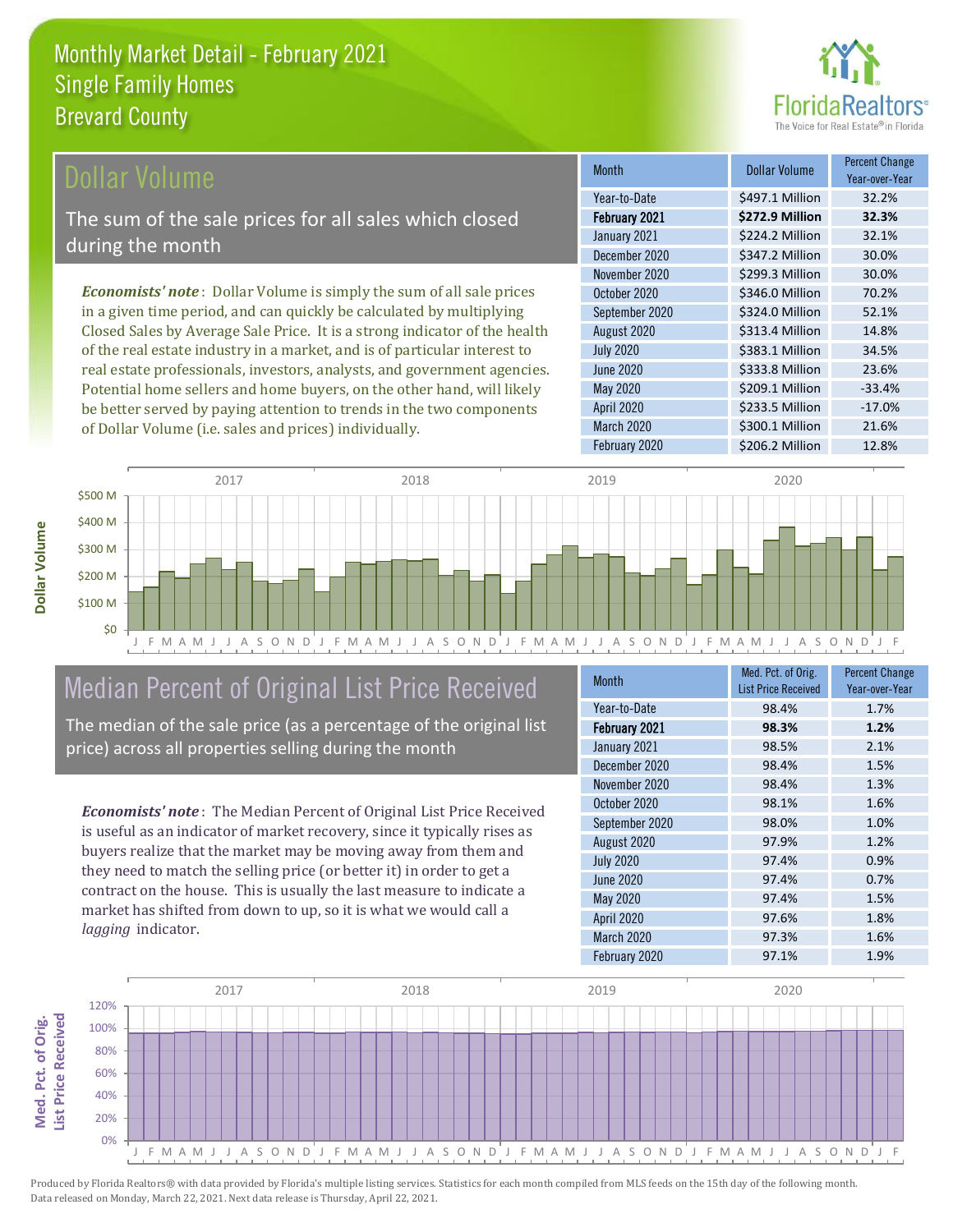# Monthly Market Detail - February 2021
## Single Family Homes
## Brevard County

## Dollar Volume

The sum of the sale prices for all sales which closed during the month

*Economists' note*: Dollar Volume is simply the sum of all sale prices in a given time period, and can quickly be calculated by multiplying Closed Sales by Average Sale Price. It is a strong indicator of the health of the real estate industry in a market, and is of particular interest to real estate professionals, investors, analysts, and government agencies. Potential home sellers and home buyers, on the other hand, will likely be better served by paying attention to trends in the two components of Dollar Volume (i.e. sales and prices) individually.

| Month | Dollar Volume | Percent Change Year-over-Year |
|---|---|---|
| Year-to-Date | $497.1 Million | 32.2% |
| **February 2021** | **$272.9 Million** | **32.3%** |
| January 2021 | $224.2 Million | 32.1% |
| December 2020 | $347.2 Million | 30.0% |
| November 2020 | $299.3 Million | 30.0% |
| October 2020 | $346.0 Million | 70.2% |
| September 2020 | $324.0 Million | 52.1% |
| August 2020 | $313.4 Million | 14.8% |
| July 2020 | $383.1 Million | 34.5% |
| June 2020 | $333.8 Million | 23.6% |
| May 2020 | $209.1 Million | -33.4% |
| April 2020 | $233.5 Million | -17.0% |
| March 2020 | $300.1 Million | 21.6% |
| February 2020 | $206.2 Million | 12.8% |

## Median Percent of Original List Price Received

The median of the sale price (as a percentage of the original list price) across all properties selling during the month

*Economists' note*: The Median Percent of Original List Price Received is useful as an indicator of market recovery, since it typically rises as buyers realize that the market may be moving away from them and they need to match the selling price (or better it) in order to get a contract on the house. This is usually the last measure to indicate a market has shifted from down to up, so it is what we would call a *lagging* indicator.

| Month | Med. Pct. of Orig. List Price Received | Percent Change Year-over-Year |
|---|---|---|
| Year-to-Date | 98.4% | 1.7% |
| **February 2021** | **98.3%** | **1.2%** |
| January 2021 | 98.5% | 2.1% |
| December 2020 | 98.4% | 1.5% |
| November 2020 | 98.4% | 1.3% |
| October 2020 | 98.1% | 1.6% |
| September 2020 | 98.0% | 1.0% |
| August 2020 | 97.9% | 1.2% |
| July 2020 | 97.4% | 0.9% |
| June 2020 | 97.4% | 0.7% |
| May 2020 | 97.4% | 1.5% |
| April 2020 | 97.6% | 1.8% |
| March 2020 | 97.3% | 1.6% |
| February 2020 | 97.1% | 1.9% |

Produced by Florida Realtors® with data provided by Florida's multiple listing services. Statistics for each month compiled from MLS feeds on the 15th day of the following month. Data released on Monday, March 22, 2021. Next data release is Thursday, April 22, 2021.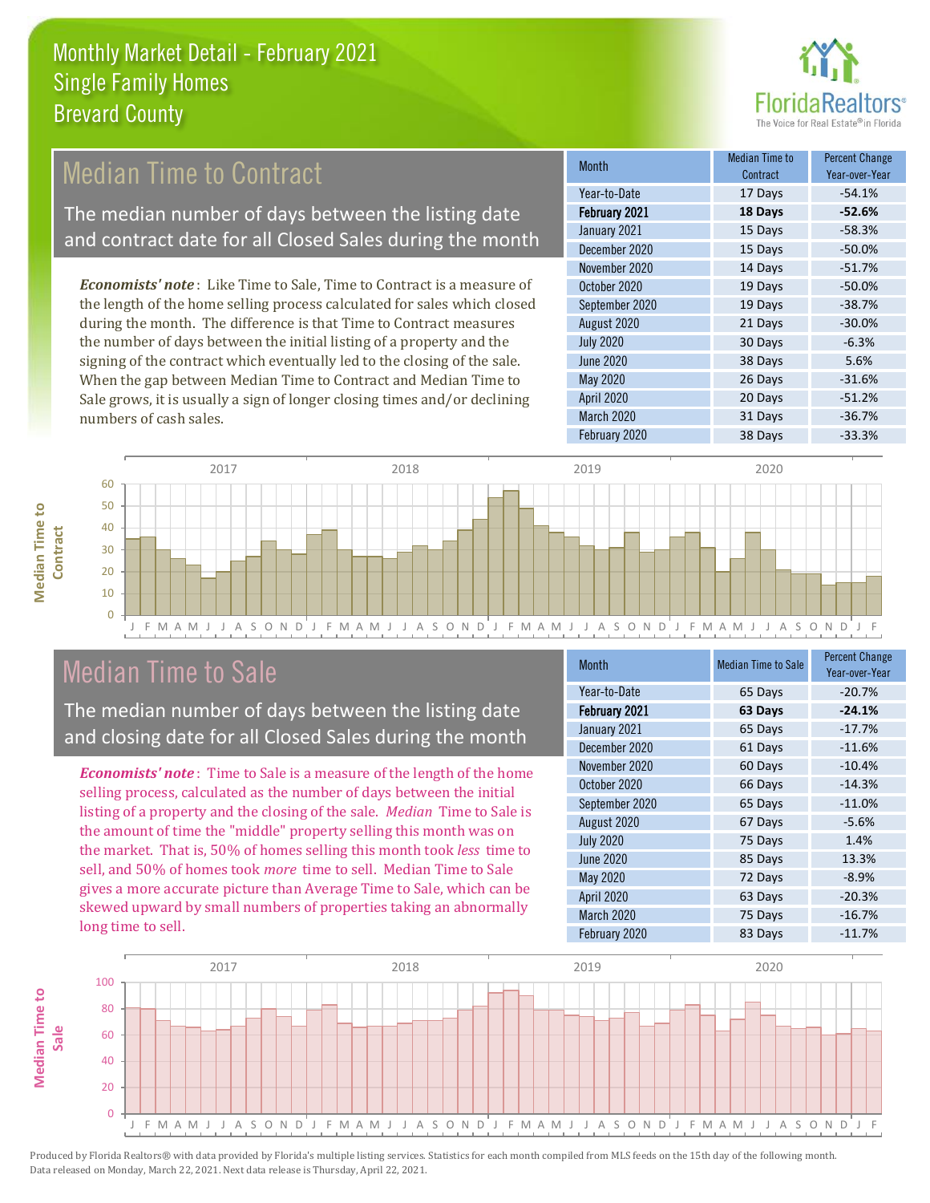# Monthly Market Detail - February 2021
## Single Family Homes
## Brevard County

## Median Time to Contract

The median number of days between the listing date and contract date for all Closed Sales during the month

*Economists' note*: Like Time to Sale, Time to Contract is a measure of the length of the home selling process calculated for sales which closed during the month. The difference is that Time to Contract measures the number of days between the initial listing of a property and the signing of the contract which eventually led to the closing of the sale. When the gap between Median Time to Contract and Median Time to Sale grows, it is usually a sign of longer closing times and/or declining numbers of cash sales.

| Month | Median Time to Contract | Percent Change Year-over-Year |
| --- | --- | --- |
| Year-to-Date | 17 Days | -54.1% |
| **February 2021** | **18 Days** | **-52.6%** |
| January 2021 | 15 Days | -58.3% |
| December 2020 | 15 Days | -50.0% |
| November 2020 | 14 Days | -51.7% |
| October 2020 | 19 Days | -50.0% |
| September 2020 | 19 Days | -38.7% |
| August 2020 | 21 Days | -30.0% |
| July 2020 | 30 Days | -6.3% |
| June 2020 | 38 Days | 5.6% |
| May 2020 | 26 Days | -31.6% |
| April 2020 | 20 Days | -51.2% |
| March 2020 | 31 Days | -36.7% |
| February 2020 | 38 Days | -33.3% |

## Median Time to Sale

The median number of days between the listing date and closing date for all Closed Sales during the month

*Economists' note*: Time to Sale is a measure of the length of the home selling process, calculated as the number of days between the initial listing of a property and the closing of the sale. *Median* Time to Sale is the amount of time the "middle" property selling this month was on the market. That is, 50% of homes selling this month took *less* time to sell, and 50% of homes took *more* time to sell. Median Time to Sale gives a more accurate picture than Average Time to Sale, which can be skewed upward by small numbers of properties taking an abnormally long time to sell.

| Month | Median Time to Sale | Percent Change Year-over-Year |
| --- | --- | --- |
| Year-to-Date | 65 Days | -20.7% |
| **February 2021** | **63 Days** | **-24.1%** |
| January 2021 | 65 Days | -17.7% |
| December 2020 | 61 Days | -11.6% |
| November 2020 | 60 Days | -10.4% |
| October 2020 | 66 Days | -14.3% |
| September 2020 | 65 Days | -11.0% |
| August 2020 | 67 Days | -5.6% |
| July 2020 | 75 Days | 1.4% |
| June 2020 | 85 Days | 13.3% |
| May 2020 | 72 Days | -8.9% |
| April 2020 | 63 Days | -20.3% |
| March 2020 | 75 Days | -16.7% |
| February 2020 | 83 Days | -11.7% |

Produced by Florida Realtors® with data provided by Florida's multiple listing services. Statistics for each month compiled from MLS feeds on the 15th day of the following month. Data released on Monday, March 22, 2021. Next data release is Thursday, April 22, 2021.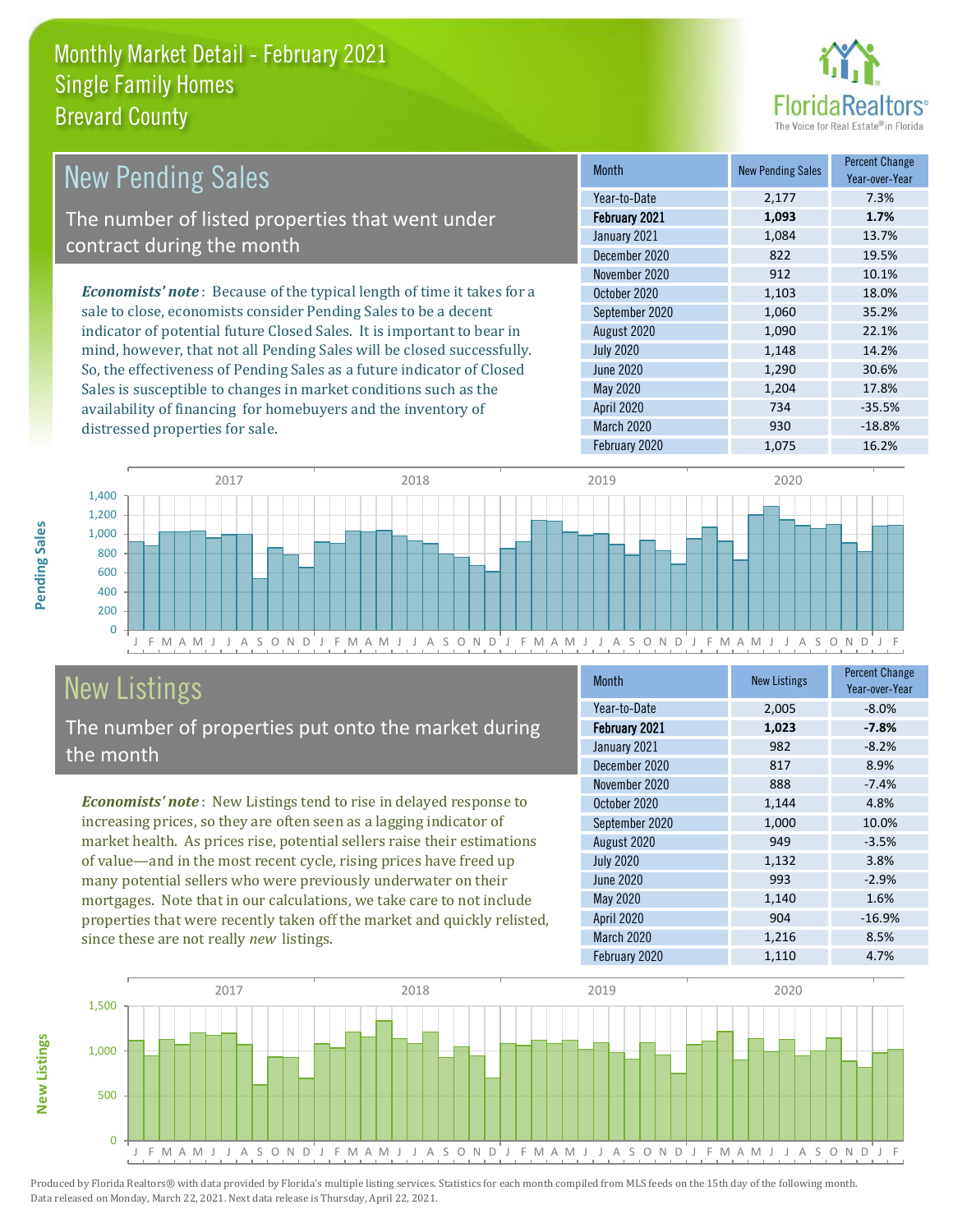# Monthly Market Detail - February 2021
## Single Family Homes
## Brevard County

## New Pending Sales

The number of listed properties that went under contract during the month

*Economists' note*: Because of the typical length of time it takes for a sale to close, economists consider Pending Sales to be a decent indicator of potential future Closed Sales. It is important to bear in mind, however, that not all Pending Sales will be closed successfully. So, the effectiveness of Pending Sales as a future indicator of Closed Sales is susceptible to changes in market conditions such as the availability of financing for homebuyers and the inventory of distressed properties for sale.

| Month | New Pending Sales | Percent Change Year-over-Year |
|---|---|---|
| Year-to-Date | 2,177 | 7.3% |
| **February 2021** | **1,093** | **1.7%** |
| January 2021 | 1,084 | 13.7% |
| December 2020 | 822 | 19.5% |
| November 2020 | 912 | 10.1% |
| October 2020 | 1,103 | 18.0% |
| September 2020 | 1,060 | 35.2% |
| August 2020 | 1,090 | 22.1% |
| July 2020 | 1,148 | 14.2% |
| June 2020 | 1,290 | 30.6% |
| May 2020 | 1,204 | 17.8% |
| April 2020 | 734 | -35.5% |
| March 2020 | 930 | -18.8% |
| February 2020 | 1,075 | 16.2% |

## New Listings

The number of properties put onto the market during the month

*Economists' note*: New Listings tend to rise in delayed response to increasing prices, so they are often seen as a lagging indicator of market health. As prices rise, potential sellers raise their estimations of value—and in the most recent cycle, rising prices have freed up many potential sellers who were previously underwater on their mortgages. Note that in our calculations, we take care to not include properties that were recently taken off the market and quickly relisted, since these are not really *new* listings.

| Month | New Listings | Percent Change Year-over-Year |
|---|---|---|
| Year-to-Date | 2,005 | -8.0% |
| **February 2021** | **1,023** | **-7.8%** |
| January 2021 | 982 | -8.2% |
| December 2020 | 817 | 8.9% |
| November 2020 | 888 | -7.4% |
| October 2020 | 1,144 | 4.8% |
| September 2020 | 1,000 | 10.0% |
| August 2020 | 949 | -3.5% |
| July 2020 | 1,132 | 3.8% |
| June 2020 | 993 | -2.9% |
| May 2020 | 1,140 | 1.6% |
| April 2020 | 904 | -16.9% |
| March 2020 | 1,216 | 8.5% |
| February 2020 | 1,110 | 4.7% |

Produced by Florida Realtors® with data provided by Florida's multiple listing services. Statistics for each month compiled from MLS feeds on the 15th day of the following month. Data released on Monday, March 22, 2021. Next data release is Thursday, April 22, 2021.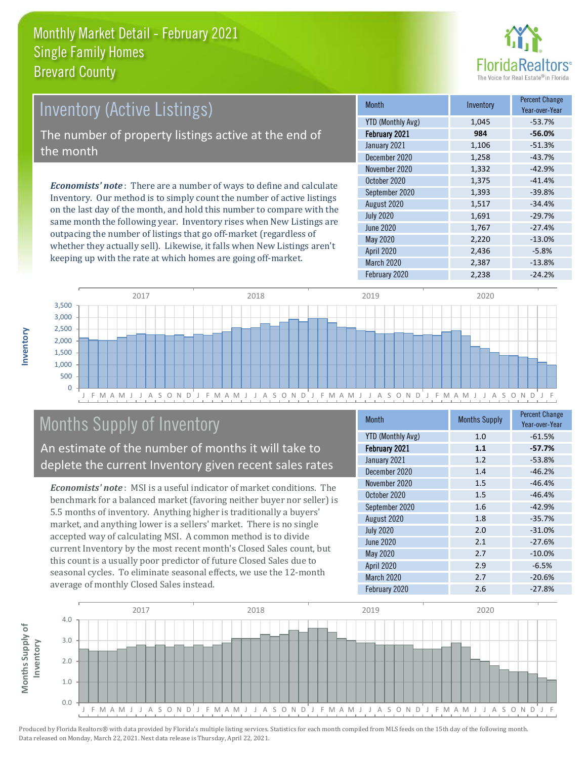# Monthly Market Detail - February 2021
## Single Family Homes
## Brevard County

## Inventory (Active Listings)

The number of property listings active at the end of the month

*Economists' note*: There are a number of ways to define and calculate Inventory. Our method is to simply count the number of active listings on the last day of the month, and hold this number to compare with the same month the following year. Inventory rises when New Listings are outpacing the number of listings that go off-market (regardless of whether they actually sell). Likewise, it falls when New Listings aren't keeping up with the rate at which homes are going off-market.

| Month | Inventory | Percent Change Year-over-Year |
|---|---|---|
| YTD (Monthly Avg) | 1,045 | -53.7% |
| **February 2021** | **984** | **-56.0%** |
| January 2021 | 1,106 | -51.3% |
| December 2020 | 1,258 | -43.7% |
| November 2020 | 1,332 | -42.9% |
| October 2020 | 1,375 | -41.4% |
| September 2020 | 1,393 | -39.8% |
| August 2020 | 1,517 | -34.4% |
| July 2020 | 1,691 | -29.7% |
| June 2020 | 1,767 | -27.4% |
| May 2020 | 2,220 | -13.0% |
| April 2020 | 2,436 | -5.8% |
| March 2020 | 2,387 | -13.8% |
| February 2020 | 2,238 | -24.2% |

## Months Supply of Inventory

An estimate of the number of months it will take to deplete the current Inventory given recent sales rates

*Economists' note*: MSI is a useful indicator of market conditions. The benchmark for a balanced market (favoring neither buyer nor seller) is 5.5 months of inventory. Anything higher is traditionally a buyers' market, and anything lower is a sellers' market. There is no single accepted way of calculating MSI. A common method is to divide current Inventory by the most recent month's Closed Sales count, but this count is a usually poor predictor of future Closed Sales due to seasonal cycles. To eliminate seasonal effects, we use the 12-month average of monthly Closed Sales instead.

| Month | Months Supply | Percent Change Year-over-Year |
|---|---|---|
| YTD (Monthly Avg) | 1.0 | -61.5% |
| **February 2021** | **1.1** | **-57.7%** |
| January 2021 | 1.2 | -53.8% |
| December 2020 | 1.4 | -46.2% |
| November 2020 | 1.5 | -46.4% |
| October 2020 | 1.5 | -46.4% |
| September 2020 | 1.6 | -42.9% |
| August 2020 | 1.8 | -35.7% |
| July 2020 | 2.0 | -31.0% |
| June 2020 | 2.1 | -27.6% |
| May 2020 | 2.7 | -10.0% |
| April 2020 | 2.9 | -6.5% |
| March 2020 | 2.7 | -20.6% |
| February 2020 | 2.6 | -27.8% |

Produced by Florida Realtors® with data provided by Florida's multiple listing services. Statistics for each month compiled from MLS feeds on the 15th day of the following month. Data released on Monday, March 22, 2021. Next data release is Thursday, April 22, 2021.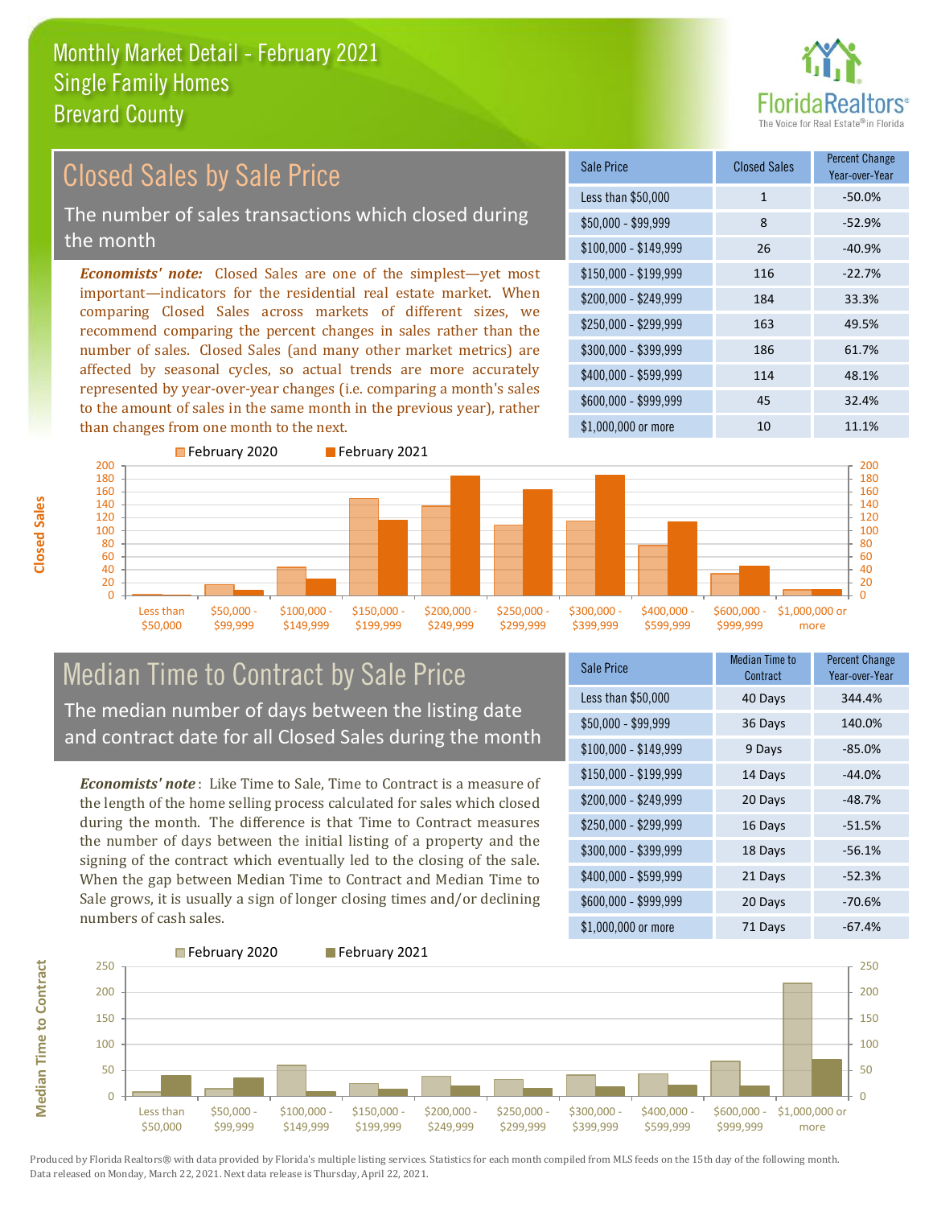# Monthly Market Detail - February 2021
## Single Family Homes
## Brevard County

## Closed Sales by Sale Price

The number of sales transactions which closed during the month

***Economists' note:*** Closed Sales are one of the simplest—yet most important—indicators for the residential real estate market. When comparing Closed Sales across markets of different sizes, we recommend comparing the percent changes in sales rather than the number of sales. Closed Sales (and many other market metrics) are affected by seasonal cycles, so actual trends are more accurately represented by year-over-year changes (i.e. comparing a month's sales to the amount of sales in the same month in the previous year), rather than changes from one month to the next.

| Sale Price | Closed Sales | Percent Change Year-over-Year |
|---|---|---|
| Less than $50,000 | 1 | -50.0% |
| $50,000 - $99,999 | 8 | -52.9% |
| $100,000 - $149,999 | 26 | -40.9% |
| $150,000 - $199,999 | 116 | -22.7% |
| $200,000 - $249,999 | 184 | 33.3% |
| $250,000 - $299,999 | 163 | 49.5% |
| $300,000 - $399,999 | 186 | 61.7% |
| $400,000 - $599,999 | 114 | 48.1% |
| $600,000 - $999,999 | 45 | 32.4% |
| $1,000,000 or more | 10 | 11.1% |

## Median Time to Contract by Sale Price

The median number of days between the listing date and contract date for all Closed Sales during the month

***Economists' note*** : Like Time to Sale, Time to Contract is a measure of the length of the home selling process calculated for sales which closed during the month. The difference is that Time to Contract measures the number of days between the initial listing of a property and the signing of the contract which eventually led to the closing of the sale. When the gap between Median Time to Contract and Median Time to Sale grows, it is usually a sign of longer closing times and/or declining numbers of cash sales.

| Sale Price | Median Time to Contract | Percent Change Year-over-Year |
|---|---|---|
| Less than $50,000 | 40 Days | 344.4% |
| $50,000 - $99,999 | 36 Days | 140.0% |
| $100,000 - $149,999 | 9 Days | -85.0% |
| $150,000 - $199,999 | 14 Days | -44.0% |
| $200,000 - $249,999 | 20 Days | -48.7% |
| $250,000 - $299,999 | 16 Days | -51.5% |
| $300,000 - $399,999 | 18 Days | -56.1% |
| $400,000 - $599,999 | 21 Days | -52.3% |
| $600,000 - $999,999 | 20 Days | -70.6% |
| $1,000,000 or more | 71 Days | -67.4% |

Produced by Florida Realtors® with data provided by Florida's multiple listing services. Statistics for each month compiled from MLS feeds on the 15th day of the following month. Data released on Monday, March 22, 2021. Next data release is Thursday, April 22, 2021.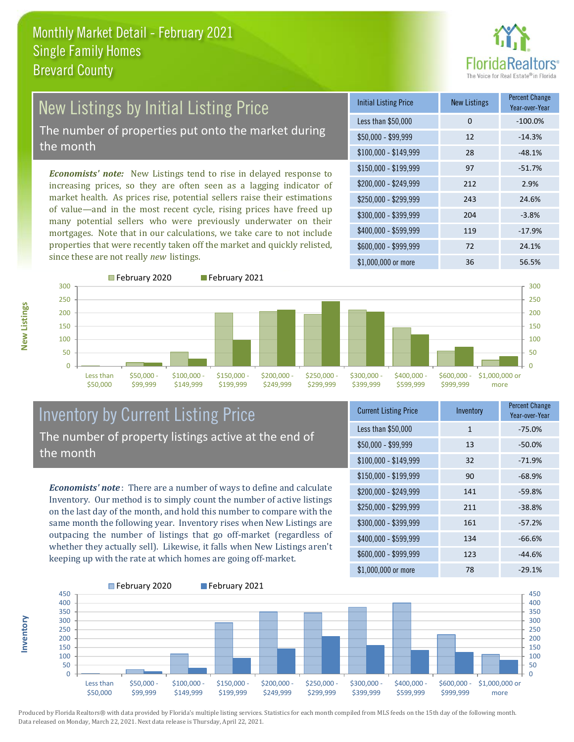# Monthly Market Detail - February 2021
## Single Family Homes
## Brevard County

## New Listings by Initial Listing Price

The number of properties put onto the market during the month

*Economists' note:* New Listings tend to rise in delayed response to increasing prices, so they are often seen as a lagging indicator of market health. As prices rise, potential sellers raise their estimations of value—and in the most recent cycle, rising prices have freed up many potential sellers who were previously underwater on their mortgages. Note that in our calculations, we take care to not include properties that were recently taken off the market and quickly relisted, since these are not really *new* listings.

| Initial Listing Price | New Listings | Percent Change Year-over-Year |
|---|---|---|
| Less than $50,000 | 0 | -100.0% |
| $50,000 - $99,999 | 12 | -14.3% |
| $100,000 - $149,999 | 28 | -48.1% |
| $150,000 - $199,999 | 97 | -51.7% |
| $200,000 - $249,999 | 212 | 2.9% |
| $250,000 - $299,999 | 243 | 24.6% |
| $300,000 - $399,999 | 204 | -3.8% |
| $400,000 - $599,999 | 119 | -17.9% |
| $600,000 - $999,999 | 72 | 24.1% |
| $1,000,000 or more | 36 | 56.5% |

## Inventory by Current Listing Price

The number of property listings active at the end of the month

*Economists' note*: There are a number of ways to define and calculate Inventory. Our method is to simply count the number of active listings on the last day of the month, and hold this number to compare with the same month the following year. Inventory rises when New Listings are outpacing the number of listings that go off-market (regardless of whether they actually sell). Likewise, it falls when New Listings aren't keeping up with the rate at which homes are going off-market.

| Current Listing Price | Inventory | Percent Change Year-over-Year |
|---|---|---|
| Less than $50,000 | 1 | -75.0% |
| $50,000 - $99,999 | 13 | -50.0% |
| $100,000 - $149,999 | 32 | -71.9% |
| $150,000 - $199,999 | 90 | -68.9% |
| $200,000 - $249,999 | 141 | -59.8% |
| $250,000 - $299,999 | 211 | -38.8% |
| $300,000 - $399,999 | 161 | -57.2% |
| $400,000 - $599,999 | 134 | -66.6% |
| $600,000 - $999,999 | 123 | -44.6% |
| $1,000,000 or more | 78 | -29.1% |

Produced by Florida Realtors® with data provided by Florida's multiple listing services. Statistics for each month compiled from MLS feeds on the 15th day of the following month. Data released on Monday, March 22, 2021. Next data release is Thursday, April 22, 2021.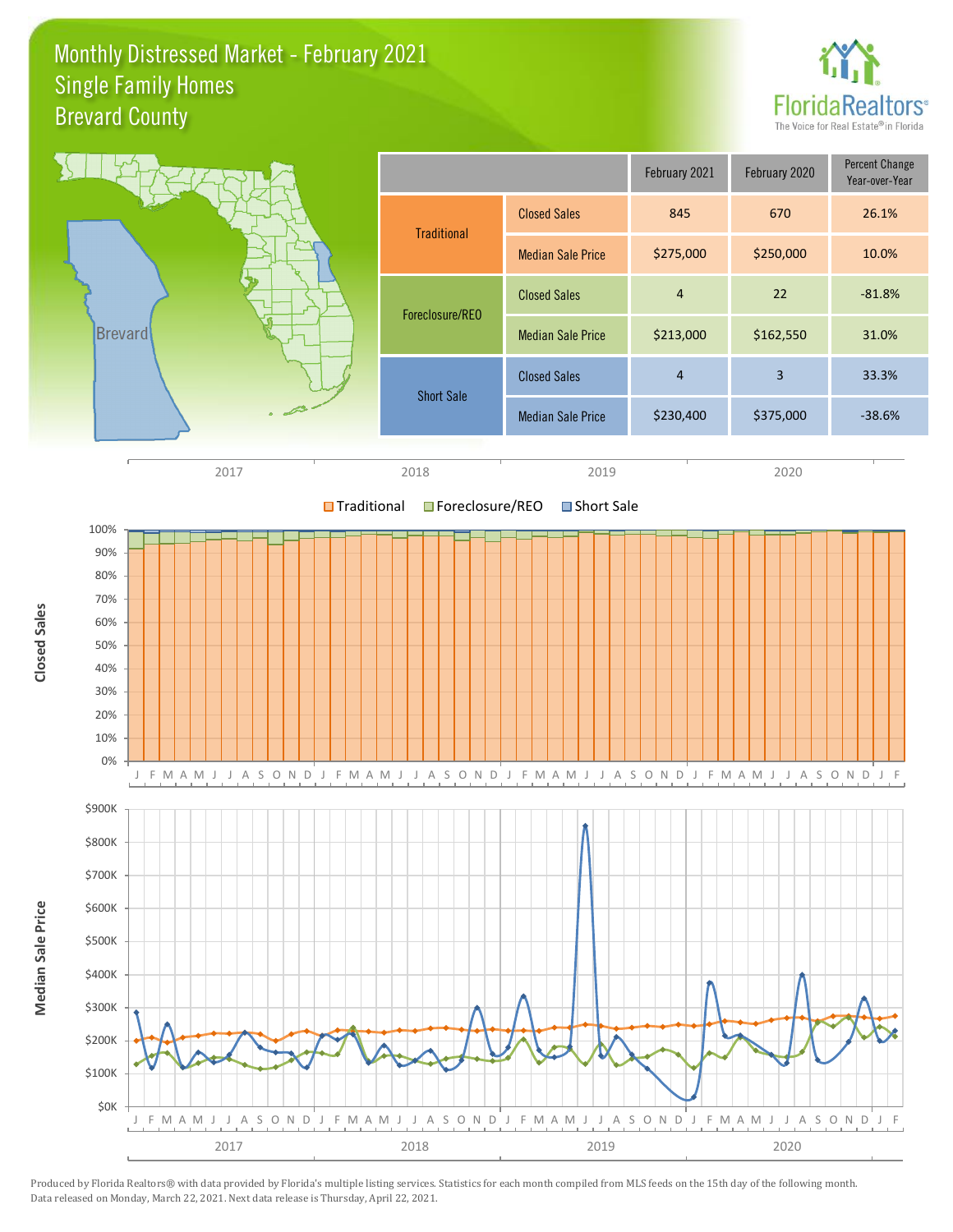# Monthly Distressed Market - February 2021
## Single Family Homes
## Brevard County

FloridaRealtors®
The Voice for Real Estate® in Florida

Brevard

| | | February 2021 | February 2020 | Percent Change Year-over-Year |
|---|---|---|---|---|
| Traditional | Closed Sales | 845 | 670 | 26.1% |
| | Median Sale Price | $275,000 | $250,000 | 10.0% |
| Foreclosure/REO | Closed Sales | 4 | 22 | -81.8% |
| | Median Sale Price | $213,000 | $162,550 | 31.0% |
| Short Sale | Closed Sales | 4 | 3 | 33.3% |
| | Median Sale Price | $230,400 | $375,000 | -38.6% |

2017 2018 2019 2020

Traditional Foreclosure/REO Short Sale

Closed Sales

100% 90% 80% 70% 60% 50% 40% 30% 20% 10% 0%

J F M A M J J A S O N D J F M A M J J A S O N D J F M A M J J A S O N D J F M A M J J A S O N D J F

Median Sale Price

$900K $800K $700K $600K $500K $400K $300K $200K $100K $0K

J F M A M J J A S O N D J F M A M J J A S O N D J F M A M J J A S O N D J F M A M J J A S O N D J F

2017 2018 2019 2020

Produced by Florida Realtors® with data provided by Florida's multiple listing services. Statistics for each month compiled from MLS feeds on the 15th day of the following month. Data released on Monday, March 22, 2021. Next data release is Thursday, April 22, 2021.